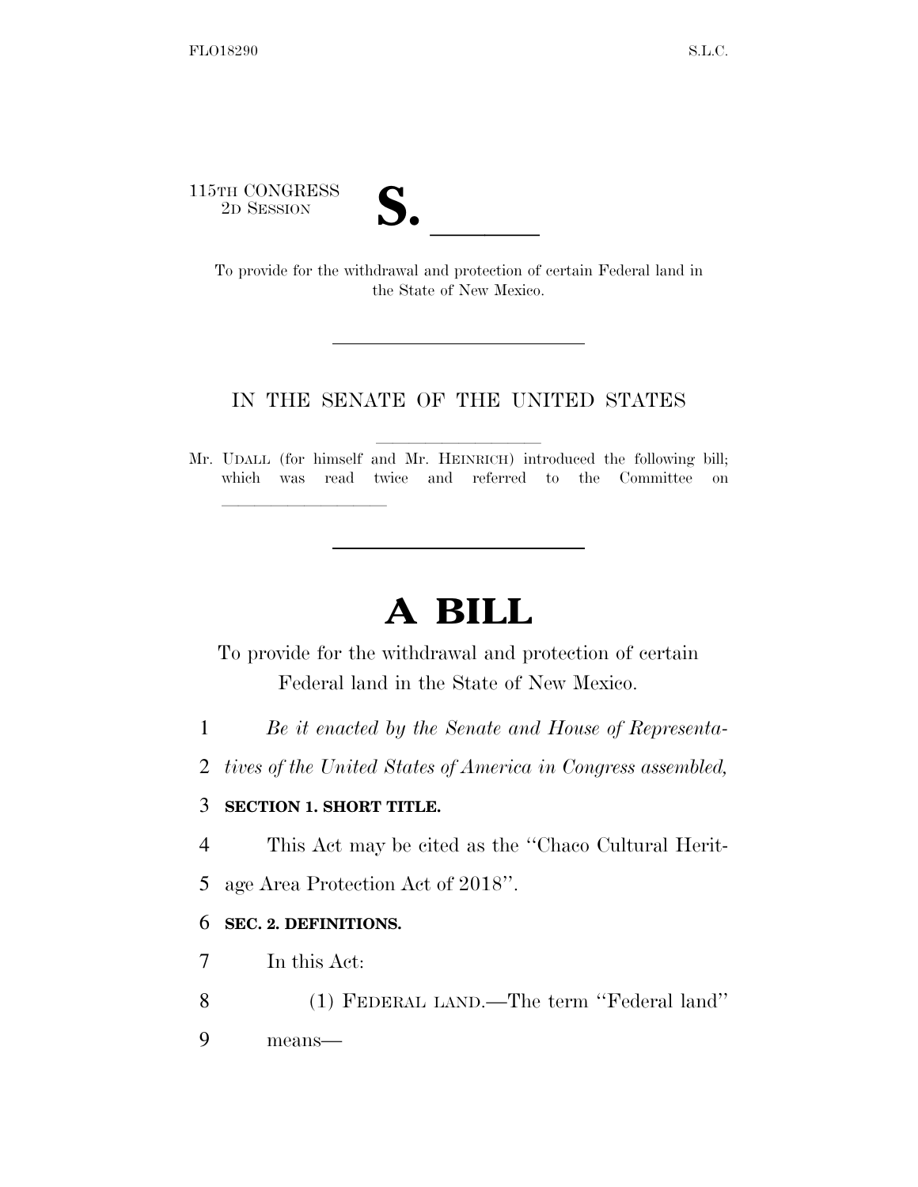115TH CONGRESS
2D SESSION

**S. ______**

To provide for the withdrawal and protection of certain Federal land in the State of New Mexico.

IN THE SENATE OF THE UNITED STATES

Mr. UDALL (for himself and Mr. HEINRICH) introduced the following bill; which was read twice and referred to the Committee on ______________

# A BILL

To provide for the withdrawal and protection of certain Federal land in the State of New Mexico.

*Be it enacted by the Senate and House of Representatives of the United States of America in Congress assembled,*

**SECTION 1. SHORT TITLE.**

This Act may be cited as the "Chaco Cultural Heritage Area Protection Act of 2018".

**SEC. 2. DEFINITIONS.**

In this Act:

(1) FEDERAL LAND.—The term "Federal land" means—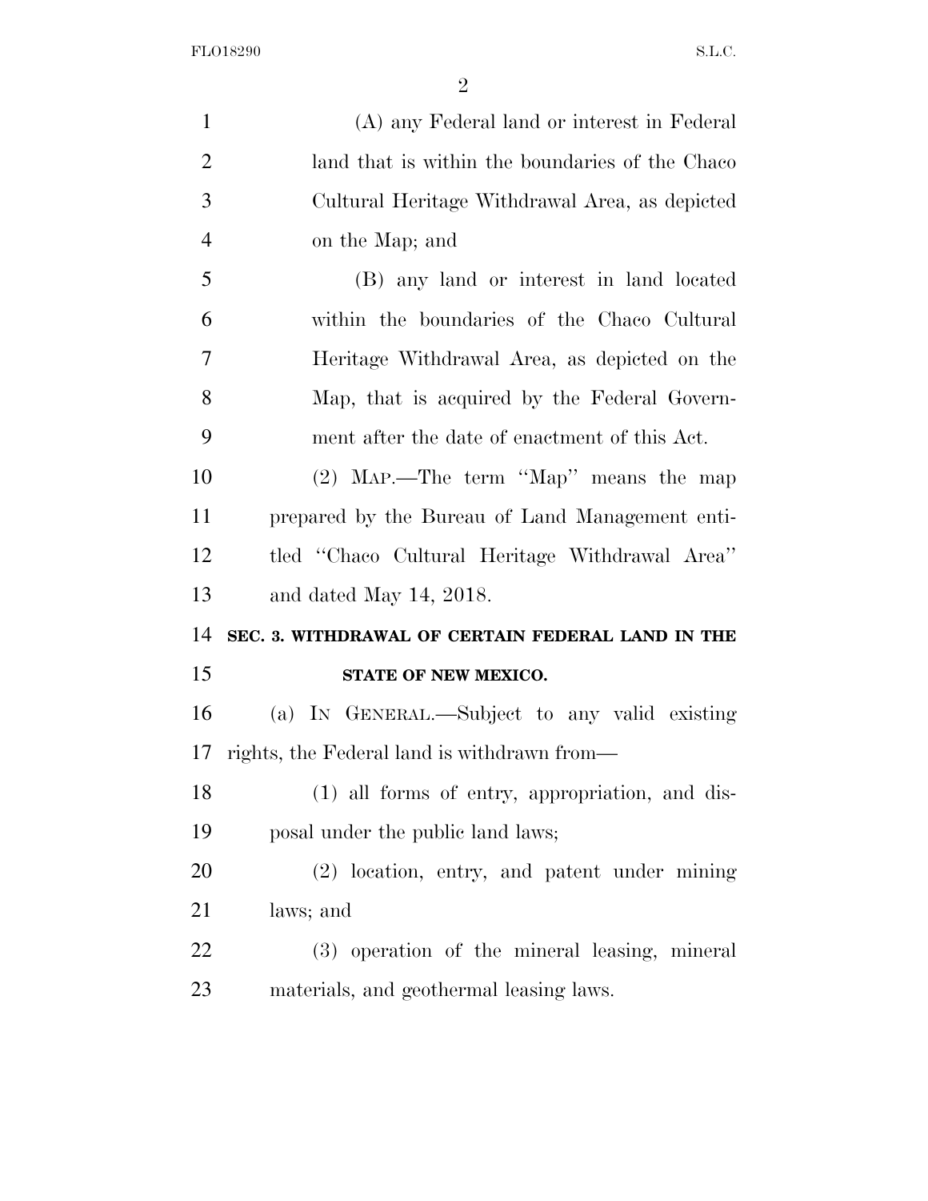(A) any Federal land or interest in Federal land that is within the boundaries of the Chaco Cultural Heritage Withdrawal Area, as depicted on the Map; and

(B) any land or interest in land located within the boundaries of the Chaco Cultural Heritage Withdrawal Area, as depicted on the Map, that is acquired by the Federal Government after the date of enactment of this Act.

(2) MAP.—The term ''Map'' means the map prepared by the Bureau of Land Management entitled ''Chaco Cultural Heritage Withdrawal Area'' and dated May 14, 2018.

**SEC. 3. WITHDRAWAL OF CERTAIN FEDERAL LAND IN THE STATE OF NEW MEXICO.**

(a) IN GENERAL.—Subject to any valid existing rights, the Federal land is withdrawn from—

(1) all forms of entry, appropriation, and disposal under the public land laws;

(2) location, entry, and patent under mining laws; and

(3) operation of the mineral leasing, mineral materials, and geothermal leasing laws.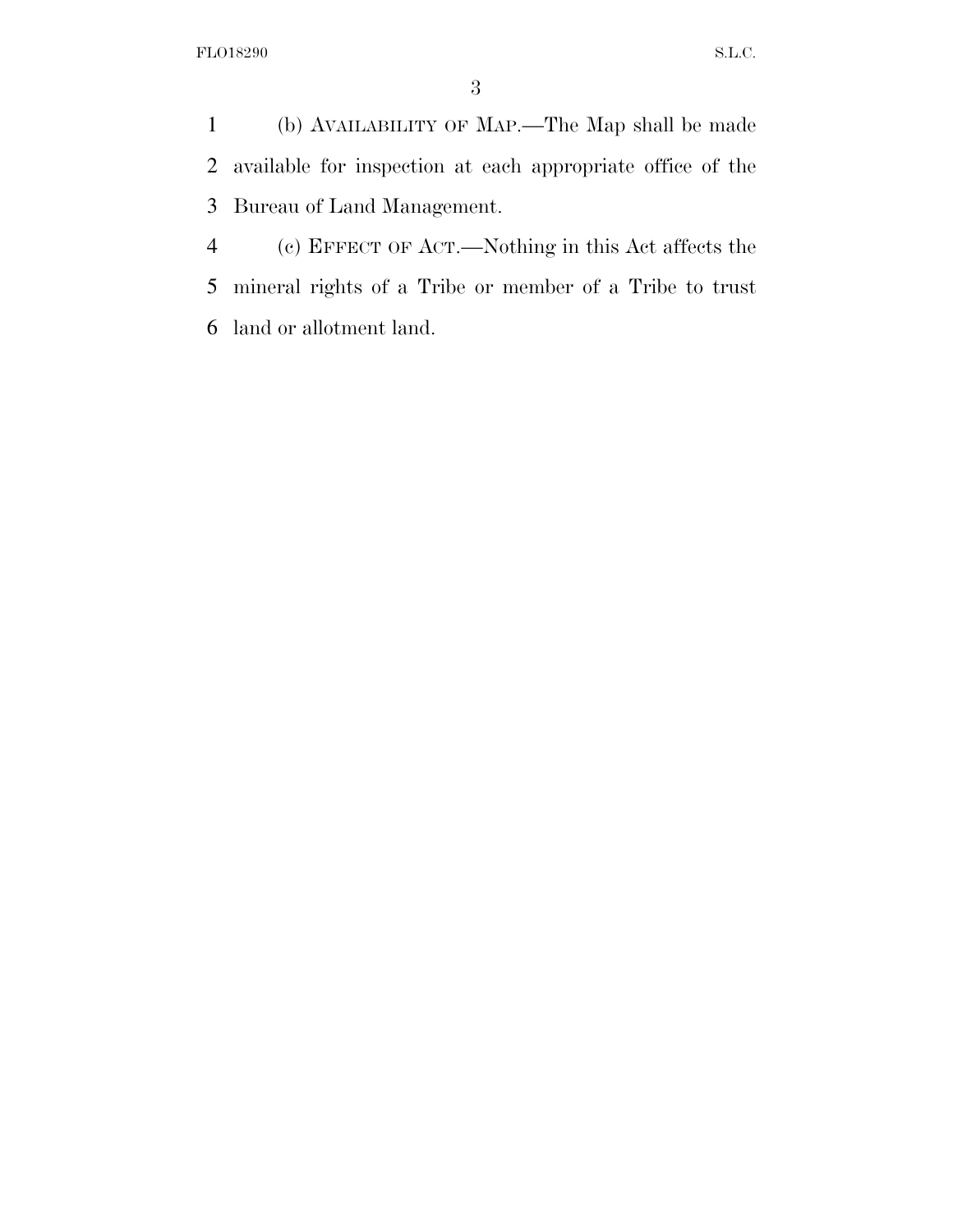(b) AVAILABILITY OF MAP.—The Map shall be made available for inspection at each appropriate office of the Bureau of Land Management.

(c) EFFECT OF ACT.—Nothing in this Act affects the mineral rights of a Tribe or member of a Tribe to trust land or allotment land.